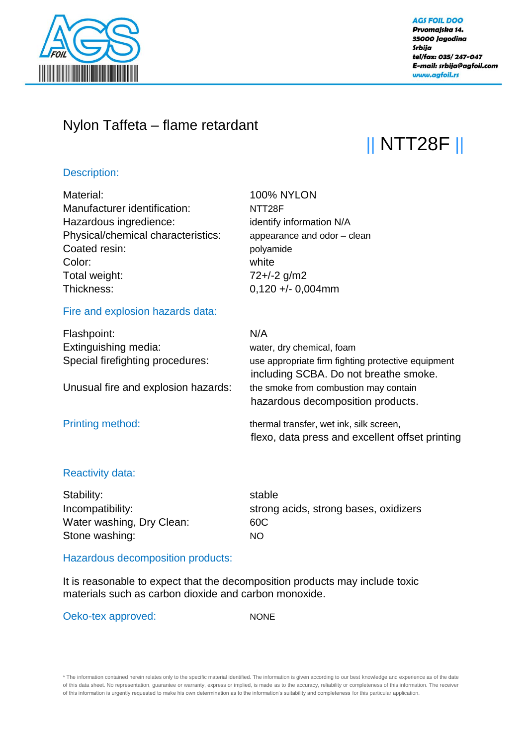**AGS FOIL DOO**
Prvomajska 14.
35000 Jagodina
Srbija
tel/fax: 035/ 247-047
E-mail: srbija@agfoil.com
www.agfoil.rs

# Nylon Taffeta – flame retardant

## || NTT28F ||

### Description:

| | |
|---|---|
| Material: | 100% NYLON |
| Manufacturer identification: | NTT28F |
| Hazardous ingredience: | identify information N/A |
| Physical/chemical characteristics: | appearance and odor – clean |
| Coated resin: | polyamide |
| Color: | white |
| Total weight: | 72+/-2 g/m2 |
| Thickness: | 0,120 +/- 0,004mm |

### Fire and explosion hazards data:

| | |
|---|---|
| Flashpoint: | N/A |
| Extinguishing media: | water, dry chemical, foam |
| Special firefighting procedures: | use appropriate firm fighting protective equipment including SCBA. Do not breathe smoke. |
| Unusual fire and explosion hazards: | the smoke from combustion may contain hazardous decomposition products. |

### Printing method:

thermal transfer, wet ink, silk screen, flexo, data press and excellent offset printing

### Reactivity data:

| | |
|---|---|
| Stability: | stable |
| Incompatibility: | strong acids, strong bases, oxidizers |
| Water washing, Dry Clean: | 60C |
| Stone washing: | NO |

### Hazardous decomposition products:

It is reasonable to expect that the decomposition products may include toxic materials such as carbon dioxide and carbon monoxide.

### Oeko-tex approved:

NONE

* The information contained herein relates only to the specific material identified. The information is given according to our best knowledge and experience as of the date of this data sheet. No representation, guarantee or warranty, express or implied, is made as to the accuracy, reliability or completeness of this information. The receiver of this information is urgently requested to make his own determination as to the information's suitability and completeness for this particular application.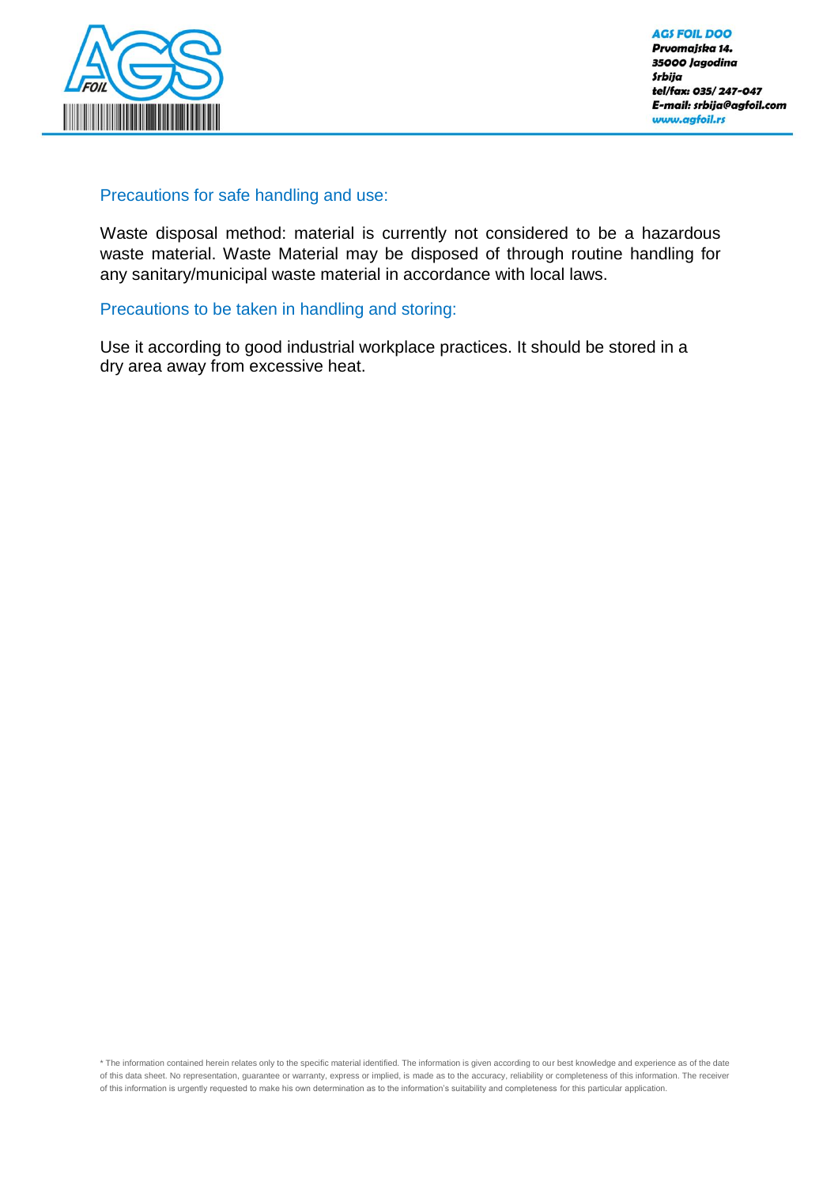## Precautions for safe handling and use:

Waste disposal method: material is currently not considered to be a hazardous waste material. Waste Material may be disposed of through routine handling for any sanitary/municipal waste material in accordance with local laws.

## Precautions to be taken in handling and storing:

Use it according to good industrial workplace practices. It should be stored in a dry area away from excessive heat.

* The information contained herein relates only to the specific material identified. The information is given according to our best knowledge and experience as of the date of this data sheet. No representation, guarantee or warranty, express or implied, is made as to the accuracy, reliability or completeness of this information. The receiver of this information is urgently requested to make his own determination as to the information's suitability and completeness for this particular application.